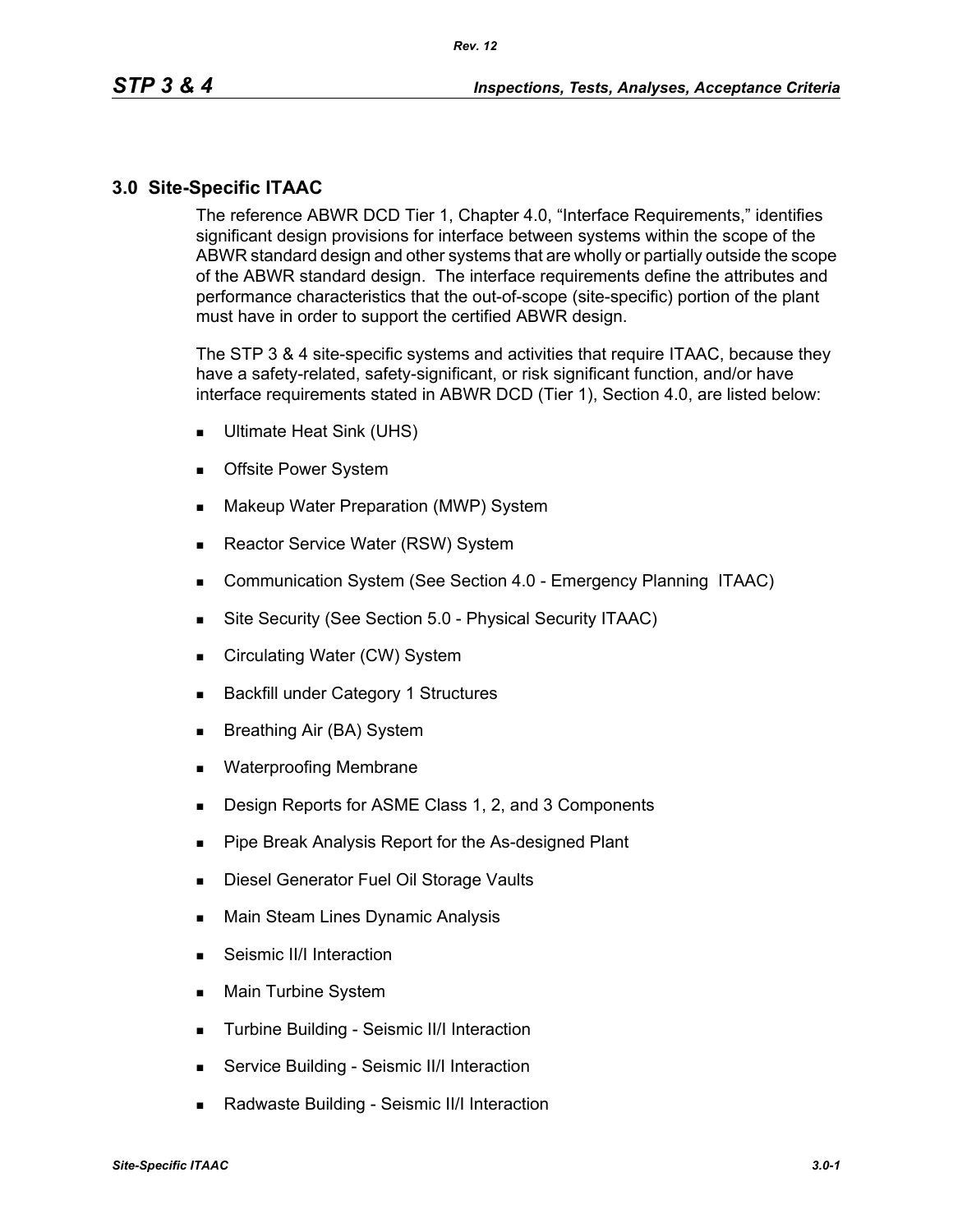# 3.0 Site-Specific ITAAC

The reference ABWR DCD Tier 1, Chapter 4.0, “Interface Requirements,” identifies significant design provisions for interface between systems within the scope of the ABWR standard design and other systems that are wholly or partially outside the scope of the ABWR standard design. The interface requirements define the attributes and performance characteristics that the out-of-scope (site-specific) portion of the plant must have in order to support the certified ABWR design.

The STP 3 & 4 site-specific systems and activities that require ITAAC, because they have a safety-related, safety-significant, or risk significant function, and/or have interface requirements stated in ABWR DCD (Tier 1), Section 4.0, are listed below:

- Ultimate Heat Sink (UHS)
- Offsite Power System
- Makeup Water Preparation (MWP) System
- Reactor Service Water (RSW) System
- Communication System (See Section 4.0 - Emergency Planning ITAAC)
- Site Security (See Section 5.0 - Physical Security ITAAC)
- Circulating Water (CW) System
- Backfill under Category 1 Structures
- Breathing Air (BA) System
- Waterproofing Membrane
- Design Reports for ASME Class 1, 2, and 3 Components
- Pipe Break Analysis Report for the As-designed Plant
- Diesel Generator Fuel Oil Storage Vaults
- Main Steam Lines Dynamic Analysis
- Seismic II/I Interaction
- Main Turbine System
- Turbine Building - Seismic II/I Interaction
- Service Building - Seismic II/I Interaction
- Radwaste Building - Seismic II/I Interaction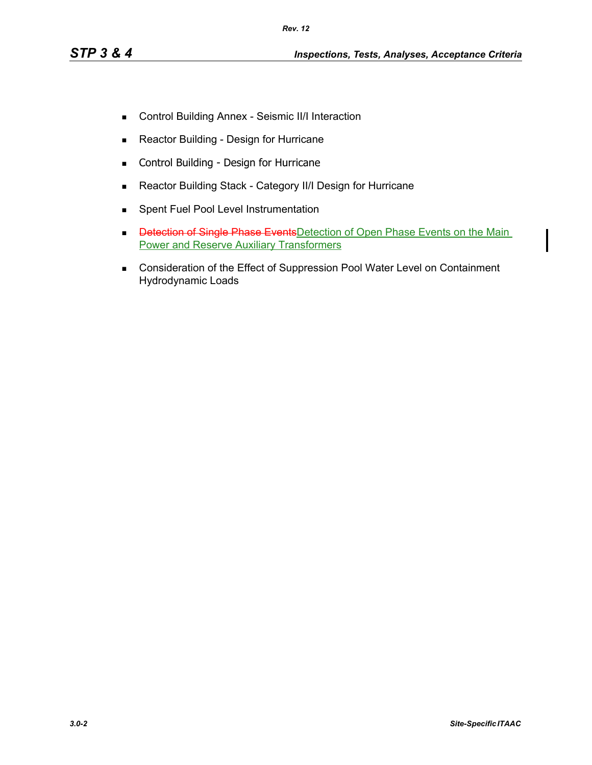- Control Building Annex - Seismic II/I Interaction
- Reactor Building - Design for Hurricane
- Control Building - Design for Hurricane
- Reactor Building Stack - Category II/I Design for Hurricane
- Spent Fuel Pool Level Instrumentation
- ~~Detection of Single Phase Events~~Detection of Open Phase Events on the Main Power and Reserve Auxiliary Transformers
- Consideration of the Effect of Suppression Pool Water Level on Containment Hydrodynamic Loads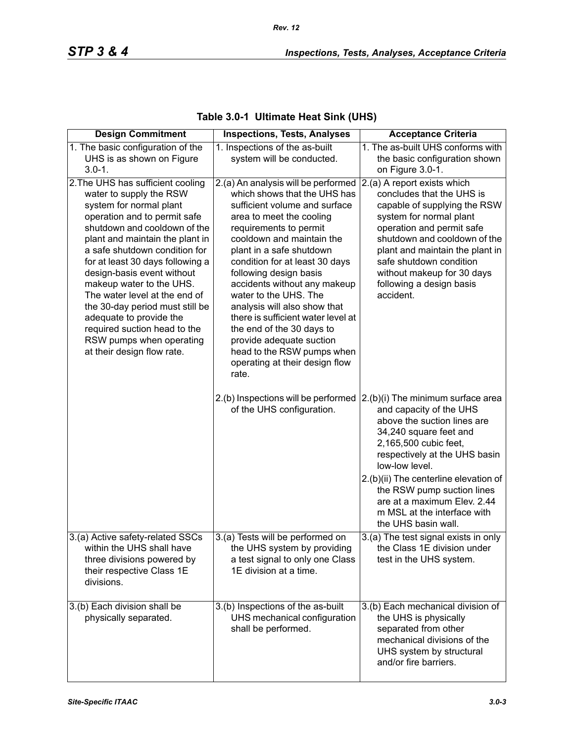## Table 3.0-1 Ultimate Heat Sink (UHS)

| Design Commitment | Inspections, Tests, Analyses | Acceptance Criteria |
|---|---|---|
| 1. The basic configuration of the UHS is as shown on Figure 3.0-1. | 1. Inspections of the as-built system will be conducted. | 1. The as-built UHS conforms with the basic configuration shown on Figure 3.0-1. |
| 2.The UHS has sufficient cooling water to supply the RSW system for normal plant operation and to permit safe shutdown and cooldown of the plant and maintain the plant in a safe shutdown condition for for at least 30 days following a design-basis event without makeup water to the UHS. The water level at the end of the 30-day period must still be adequate to provide the required suction head to the RSW pumps when operating at their design flow rate. | 2.(a) An analysis will be performed which shows that the UHS has sufficient volume and surface area to meet the cooling requirements to permit cooldown and maintain the plant in a safe shutdown condition for at least 30 days following design basis accidents without any makeup water to the UHS. The analysis will also show that there is sufficient water level at the end of the 30 days to provide adequate suction head to the RSW pumps when operating at their design flow rate. | 2.(a) A report exists which concludes that the UHS is capable of supplying the RSW system for normal plant operation and permit safe shutdown and cooldown of the plant and maintain the plant in safe shutdown condition without makeup for 30 days following a design basis accident. |
| | 2.(b) Inspections will be performed of the UHS configuration. | 2.(b)(i) The minimum surface area and capacity of the UHS above the suction lines are 34,240 square feet and 2,165,500 cubic feet, respectively at the UHS basin low-low level.<br>2.(b)(ii) The centerline elevation of the RSW pump suction lines are at a maximum Elev. 2.44 m MSL at the interface with the UHS basin wall. |
| 3.(a) Active safety-related SSCs within the UHS shall have three divisions powered by their respective Class 1E divisions. | 3.(a) Tests will be performed on the UHS system by providing a test signal to only one Class 1E division at a time. | 3.(a) The test signal exists in only the Class 1E division under test in the UHS system. |
| 3.(b) Each division shall be physically separated. | 3.(b) Inspections of the as-built UHS mechanical configuration shall be performed. | 3.(b) Each mechanical division of the UHS is physically separated from other mechanical divisions of the UHS system by structural and/or fire barriers. |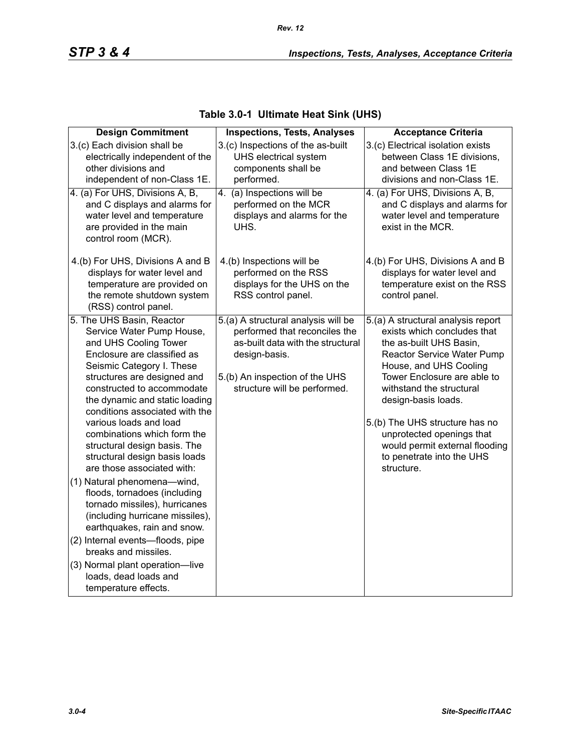**Table 3.0-1 Ultimate Heat Sink (UHS)**

| Design Commitment | Inspections, Tests, Analyses | Acceptance Criteria |
|---|---|---|
| 3.(c) Each division shall be electrically independent of the other divisions and independent of non-Class 1E. | 3.(c) Inspections of the as-built UHS electrical system components shall be performed. | 3.(c) Electrical isolation exists between Class 1E divisions, and between Class 1E divisions and non-Class 1E. |
| 4. (a) For UHS, Divisions A, B, and C displays and alarms for water level and temperature are provided in the main control room (MCR).<br><br>4.(b) For UHS, Divisions A and B displays for water level and temperature are provided on the remote shutdown system (RSS) control panel. | 4. (a) Inspections will be performed on the MCR displays and alarms for the UHS.<br><br>4.(b) Inspections will be performed on the RSS displays for the UHS on the RSS control panel. | 4. (a) For UHS, Divisions A, B, and C displays and alarms for water level and temperature exist in the MCR.<br><br>4.(b) For UHS, Divisions A and B displays for water level and temperature exist on the RSS control panel. |
| 5. The UHS Basin, Reactor Service Water Pump House, and UHS Cooling Tower Enclosure are classified as Seismic Category I. These structures are designed and constructed to accommodate the dynamic and static loading conditions associated with the various loads and load combinations which form the structural design basis. The structural design basis loads are those associated with:<br>(1) Natural phenomena—wind, floods, tornadoes (including tornado missiles), hurricanes (including hurricane missiles), earthquakes, rain and snow.<br>(2) Internal events—floods, pipe breaks and missiles.<br>(3) Normal plant operation—live loads, dead loads and temperature effects. | 5.(a) A structural analysis will be performed that reconciles the as-built data with the structural design-basis.<br><br>5.(b) An inspection of the UHS structure will be performed. | 5.(a) A structural analysis report exists which concludes that the as-built UHS Basin, Reactor Service Water Pump House, and UHS Cooling Tower Enclosure are able to withstand the structural design-basis loads.<br><br>5.(b) The UHS structure has no unprotected openings that would permit external flooding to penetrate into the UHS structure. |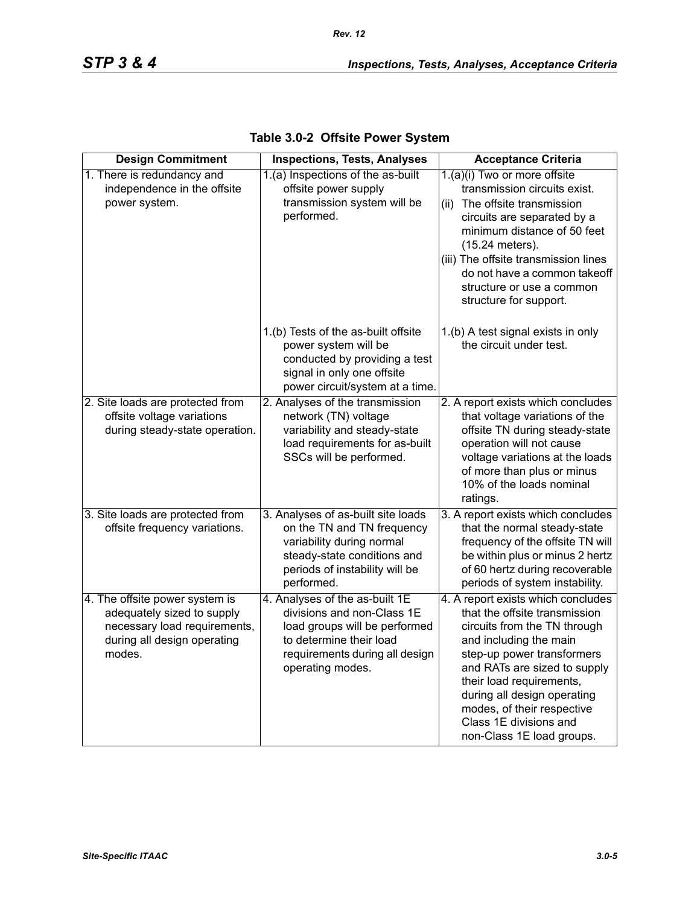## Table 3.0-2 Offsite Power System

| Design Commitment | Inspections, Tests, Analyses | Acceptance Criteria |
|---|---|---|
| 1. There is redundancy and independence in the offsite power system. | 1.(a) Inspections of the as-built offsite power supply transmission system will be performed. | 1.(a)(i) Two or more offsite transmission circuits exist.<br>(ii) The offsite transmission circuits are separated by a minimum distance of 50 feet (15.24 meters).<br>(iii) The offsite transmission lines do not have a common takeoff structure or use a common structure for support. |
| | 1.(b) Tests of the as-built offsite power system will be conducted by providing a test signal in only one offsite power circuit/system at a time. | 1.(b) A test signal exists in only the circuit under test. |
| 2. Site loads are protected from offsite voltage variations during steady-state operation. | 2. Analyses of the transmission network (TN) voltage variability and steady-state load requirements for as-built SSCs will be performed. | 2. A report exists which concludes that voltage variations of the offsite TN during steady-state operation will not cause voltage variations at the loads of more than plus or minus 10% of the loads nominal ratings. |
| 3. Site loads are protected from offsite frequency variations. | 3. Analyses of as-built site loads on the TN and TN frequency variability during normal steady-state conditions and periods of instability will be performed. | 3. A report exists which concludes that the normal steady-state frequency of the offsite TN will be within plus or minus 2 hertz of 60 hertz during recoverable periods of system instability. |
| 4. The offsite power system is adequately sized to supply necessary load requirements, during all design operating modes. | 4. Analyses of the as-built 1E divisions and non-Class 1E load groups will be performed to determine their load requirements during all design operating modes. | 4. A report exists which concludes that the offsite transmission circuits from the TN through and including the main step-up power transformers and RATs are sized to supply their load requirements, during all design operating modes, of their respective Class 1E divisions and non-Class 1E load groups. |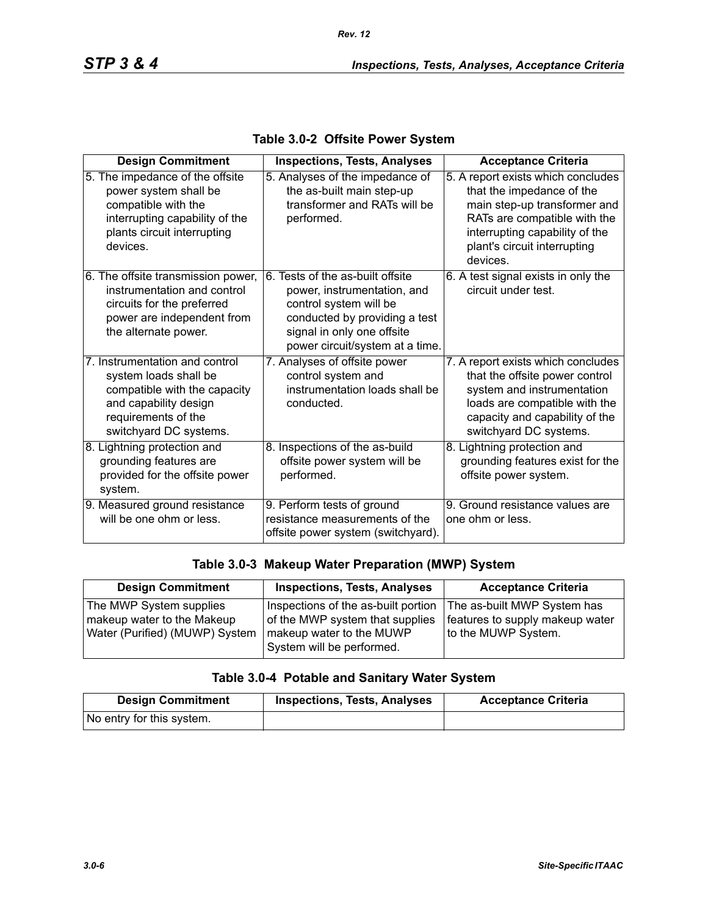## Table 3.0-2 Offsite Power System

| Design Commitment | Inspections, Tests, Analyses | Acceptance Criteria |
|---|---|---|
| 5. The impedance of the offsite power system shall be compatible with the interrupting capability of the plants circuit interrupting devices. | 5. Analyses of the impedance of the as-built main step-up transformer and RATs will be performed. | 5. A report exists which concludes that the impedance of the main step-up transformer and RATs are compatible with the interrupting capability of the plant's circuit interrupting devices. |
| 6. The offsite transmission power, instrumentation and control circuits for the preferred power are independent from the alternate power. | 6. Tests of the as-built offsite power, instrumentation, and control system will be conducted by providing a test signal in only one offsite power circuit/system at a time. | 6. A test signal exists in only the circuit under test. |
| 7. Instrumentation and control system loads shall be compatible with the capacity and capability design requirements of the switchyard DC systems. | 7. Analyses of offsite power control system and instrumentation loads shall be conducted. | 7. A report exists which concludes that the offsite power control system and instrumentation loads are compatible with the capacity and capability of the switchyard DC systems. |
| 8. Lightning protection and grounding features are provided for the offsite power system. | 8. Inspections of the as-build offsite power system will be performed. | 8. Lightning protection and grounding features exist for the offsite power system. |
| 9. Measured ground resistance will be one ohm or less. | 9. Perform tests of ground resistance measurements of the offsite power system (switchyard). | 9. Ground resistance values are one ohm or less. |

## Table 3.0-3 Makeup Water Preparation (MWP) System

| Design Commitment | Inspections, Tests, Analyses | Acceptance Criteria |
|---|---|---|
| The MWP System supplies makeup water to the Makeup Water (Purified) (MUWP) System | Inspections of the as-built portion of the MWP system that supplies makeup water to the MUWP System will be performed. | The as-built MWP System has features to supply makeup water to the MUWP System. |

## Table 3.0-4 Potable and Sanitary Water System

| Design Commitment | Inspections, Tests, Analyses | Acceptance Criteria |
|---|---|---|
| No entry for this system. | | |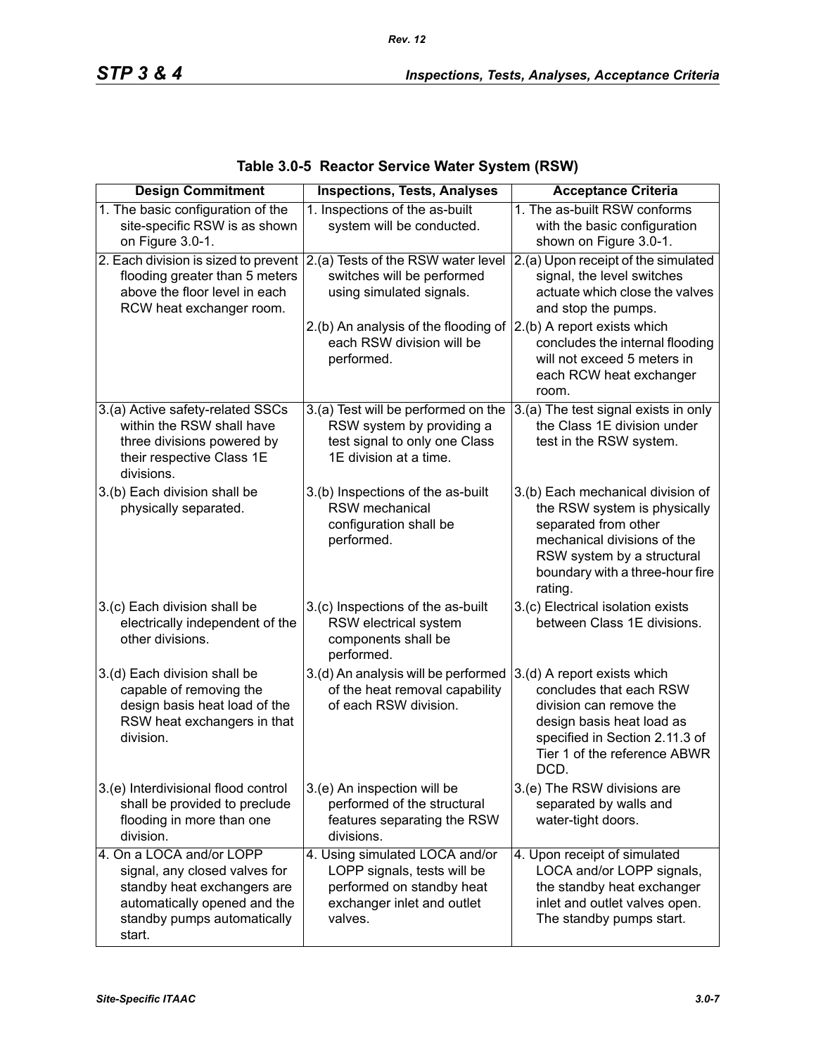## Table 3.0-5 Reactor Service Water System (RSW)

| Design Commitment | Inspections, Tests, Analyses | Acceptance Criteria |
|---|---|---|
| 1. The basic configuration of the site-specific RSW is as shown on Figure 3.0-1. | 1. Inspections of the as-built system will be conducted. | 1. The as-built RSW conforms with the basic configuration shown on Figure 3.0-1. |
| 2. Each division is sized to prevent flooding greater than 5 meters above the floor level in each RCW heat exchanger room. | 2.(a) Tests of the RSW water level switches will be performed using simulated signals. | 2.(a) Upon receipt of the simulated signal, the level switches actuate which close the valves and stop the pumps. |
| | 2.(b) An analysis of the flooding of each RSW division will be performed. | 2.(b) A report exists which concludes the internal flooding will not exceed 5 meters in each RCW heat exchanger room. |
| 3.(a) Active safety-related SSCs within the RSW shall have three divisions powered by their respective Class 1E divisions. | 3.(a) Test will be performed on the RSW system by providing a test signal to only one Class 1E division at a time. | 3.(a) The test signal exists in only the Class 1E division under test in the RSW system. |
| 3.(b) Each division shall be physically separated. | 3.(b) Inspections of the as-built RSW mechanical configuration shall be performed. | 3.(b) Each mechanical division of the RSW system is physically separated from other mechanical divisions of the RSW system by a structural boundary with a three-hour fire rating. |
| 3.(c) Each division shall be electrically independent of the other divisions. | 3.(c) Inspections of the as-built RSW electrical system components shall be performed. | 3.(c) Electrical isolation exists between Class 1E divisions. |
| 3.(d) Each division shall be capable of removing the design basis heat load of the RSW heat exchangers in that division. | 3.(d) An analysis will be performed of the heat removal capability of each RSW division. | 3.(d) A report exists which concludes that each RSW division can remove the design basis heat load as specified in Section 2.11.3 of Tier 1 of the reference ABWR DCD. |
| 3.(e) Interdivisional flood control shall be provided to preclude flooding in more than one division. | 3.(e) An inspection will be performed of the structural features separating the RSW divisions. | 3.(e) The RSW divisions are separated by walls and water-tight doors. |
| 4. On a LOCA and/or LOPP signal, any closed valves for standby heat exchangers are automatically opened and the standby pumps automatically start. | 4. Using simulated LOCA and/or LOPP signals, tests will be performed on standby heat exchanger inlet and outlet valves. | 4. Upon receipt of simulated LOCA and/or LOPP signals, the standby heat exchanger inlet and outlet valves open. The standby pumps start. |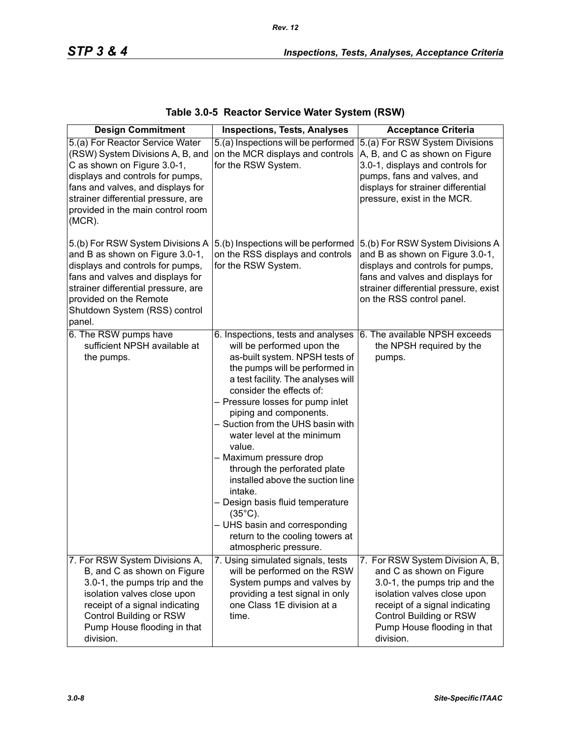# Table 3.0-5 Reactor Service Water System (RSW)

| Design Commitment | Inspections, Tests, Analyses | Acceptance Criteria |
|---|---|---|
| 5.(a) For Reactor Service Water (RSW) System Divisions A, B, and C as shown on Figure 3.0-1, displays and controls for pumps, fans and valves, and displays for strainer differential pressure, are provided in the main control room (MCR).<br><br>5.(b) For RSW System Divisions A and B as shown on Figure 3.0-1, displays and controls for pumps, fans and valves and displays for strainer differential pressure, are provided on the Remote Shutdown System (RSS) control panel. | 5.(a) Inspections will be performed on the MCR displays and controls for the RSW System.<br><br>5.(b) Inspections will be performed on the RSS displays and controls for the RSW System. | 5.(a) For RSW System Divisions A, B, and C as shown on Figure 3.0-1, displays and controls for pumps, fans and valves, and displays for strainer differential pressure, exist in the MCR.<br><br>5.(b) For RSW System Divisions A and B as shown on Figure 3.0-1, displays and controls for pumps, fans and valves and displays for strainer differential pressure, exist on the RSS control panel. |
| 6. The RSW pumps have sufficient NPSH available at the pumps. | 6. Inspections, tests and analyses will be performed upon the as-built system. NPSH tests of the pumps will be performed in a test facility. The analyses will consider the effects of:<br>– Pressure losses for pump inlet piping and components.<br>– Suction from the UHS basin with water level at the minimum value.<br>– Maximum pressure drop through the perforated plate installed above the suction line intake.<br>– Design basis fluid temperature (35°C).<br>– UHS basin and corresponding return to the cooling towers at atmospheric pressure. | 6. The available NPSH exceeds the NPSH required by the pumps. |
| 7. For RSW System Divisions A, B, and C as shown on Figure 3.0-1, the pumps trip and the isolation valves close upon receipt of a signal indicating Control Building or RSW Pump House flooding in that division. | 7. Using simulated signals, tests will be performed on the RSW System pumps and valves by providing a test signal in only one Class 1E division at a time. | 7. For RSW System Division A, B, and C as shown on Figure 3.0-1, the pumps trip and the isolation valves close upon receipt of a signal indicating Control Building or RSW Pump House flooding in that division. |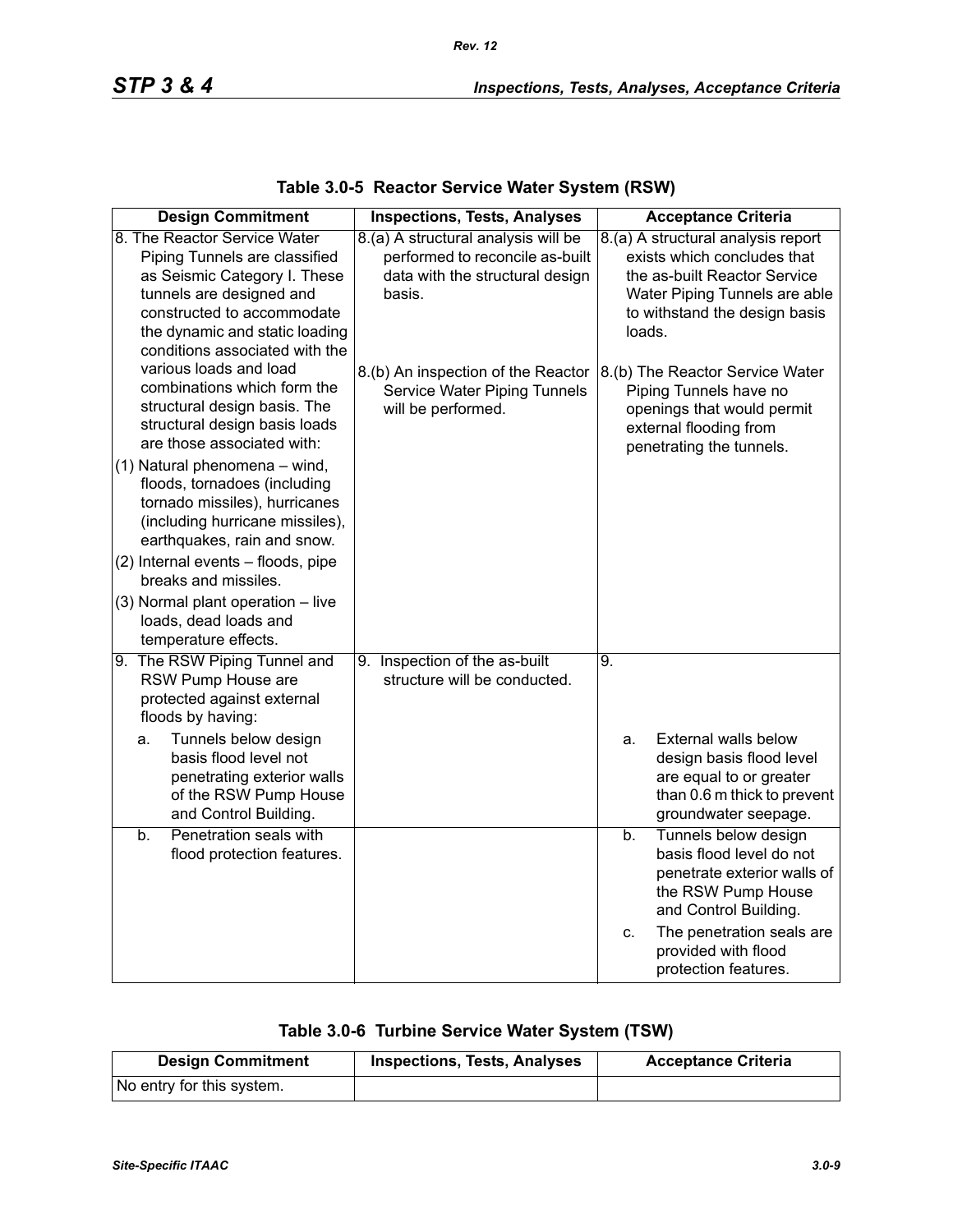**Table 3.0-5 Reactor Service Water System (RSW)**

| Design Commitment | Inspections, Tests, Analyses | Acceptance Criteria |
|---|---|---|
| 8. The Reactor Service Water Piping Tunnels are classified as Seismic Category I. These tunnels are designed and constructed to accommodate the dynamic and static loading conditions associated with the various loads and load combinations which form the structural design basis. The structural design basis loads are those associated with:<br>(1) Natural phenomena – wind, floods, tornadoes (including tornado missiles), hurricanes (including hurricane missiles), earthquakes, rain and snow.<br>(2) Internal events – floods, pipe breaks and missiles.<br>(3) Normal plant operation – live loads, dead loads and temperature effects. | 8.(a) A structural analysis will be performed to reconcile as-built data with the structural design basis.<br>8.(b) An inspection of the Reactor Service Water Piping Tunnels will be performed. | 8.(a) A structural analysis report exists which concludes that the as-built Reactor Service Water Piping Tunnels are able to withstand the design basis loads.<br>8.(b) The Reactor Service Water Piping Tunnels have no openings that would permit external flooding from penetrating the tunnels. |
| 9. The RSW Piping Tunnel and RSW Pump House are protected against external floods by having:<br>a. Tunnels below design basis flood level not penetrating exterior walls of the RSW Pump House and Control Building. | 9. Inspection of the as-built structure will be conducted. | 9.<br>a. External walls below design basis flood level are equal to or greater than 0.6 m thick to prevent groundwater seepage. |
| b. Penetration seals with flood protection features. | | b. Tunnels below design basis flood level do not penetrate exterior walls of the RSW Pump House and Control Building.<br>c. The penetration seals are provided with flood protection features. |

**Table 3.0-6 Turbine Service Water System (TSW)**

| Design Commitment | Inspections, Tests, Analyses | Acceptance Criteria |
|---|---|---|
| No entry for this system. | | |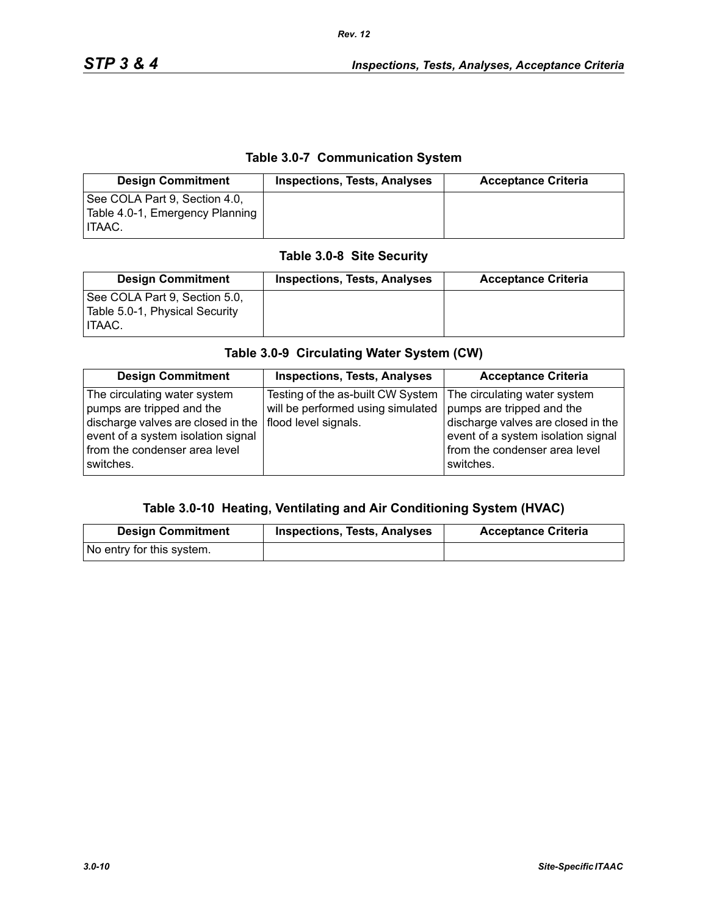### Table 3.0-7 Communication System

| Design Commitment | Inspections, Tests, Analyses | Acceptance Criteria |
| --- | --- | --- |
| See COLA Part 9, Section 4.0, Table 4.0-1, Emergency Planning ITAAC. | | |

### Table 3.0-8 Site Security

| Design Commitment | Inspections, Tests, Analyses | Acceptance Criteria |
| --- | --- | --- |
| See COLA Part 9, Section 5.0, Table 5.0-1, Physical Security ITAAC. | | |

### Table 3.0-9 Circulating Water System (CW)

| Design Commitment | Inspections, Tests, Analyses | Acceptance Criteria |
| --- | --- | --- |
| The circulating water system pumps are tripped and the discharge valves are closed in the event of a system isolation signal from the condenser area level switches. | Testing of the as-built CW System will be performed using simulated flood level signals. | The circulating water system pumps are tripped and the discharge valves are closed in the event of a system isolation signal from the condenser area level switches. |

### Table 3.0-10 Heating, Ventilating and Air Conditioning System (HVAC)

| Design Commitment | Inspections, Tests, Analyses | Acceptance Criteria |
| --- | --- | --- |
| No entry for this system. | | |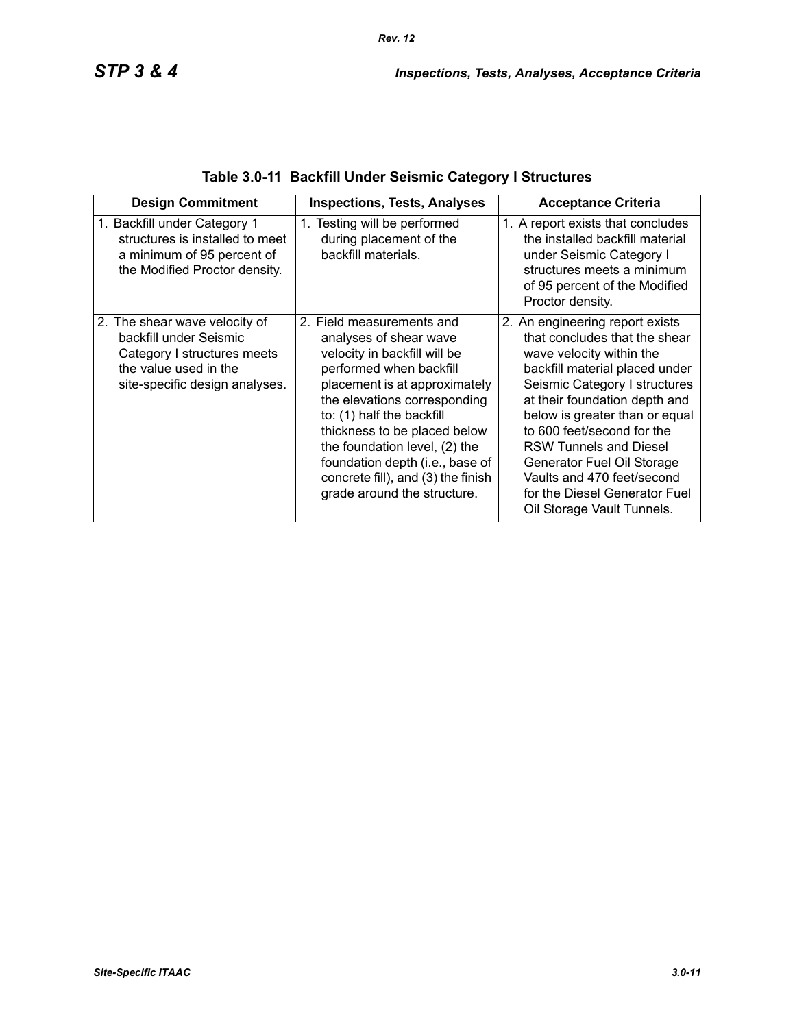## Table 3.0-11 Backfill Under Seismic Category I Structures

| Design Commitment | Inspections, Tests, Analyses | Acceptance Criteria |
|---|---|---|
| 1. Backfill under Category 1 structures is installed to meet a minimum of 95 percent of the Modified Proctor density. | 1. Testing will be performed during placement of the backfill materials. | 1. A report exists that concludes the installed backfill material under Seismic Category I structures meets a minimum of 95 percent of the Modified Proctor density. |
| 2. The shear wave velocity of backfill under Seismic Category I structures meets the value used in the site-specific design analyses. | 2. Field measurements and analyses of shear wave velocity in backfill will be performed when backfill placement is at approximately the elevations corresponding to: (1) half the backfill thickness to be placed below the foundation level, (2) the foundation depth (i.e., base of concrete fill), and (3) the finish grade around the structure. | 2. An engineering report exists that concludes that the shear wave velocity within the backfill material placed under Seismic Category I structures at their foundation depth and below is greater than or equal to 600 feet/second for the RSW Tunnels and Diesel Generator Fuel Oil Storage Vaults and 470 feet/second for the Diesel Generator Fuel Oil Storage Vault Tunnels. |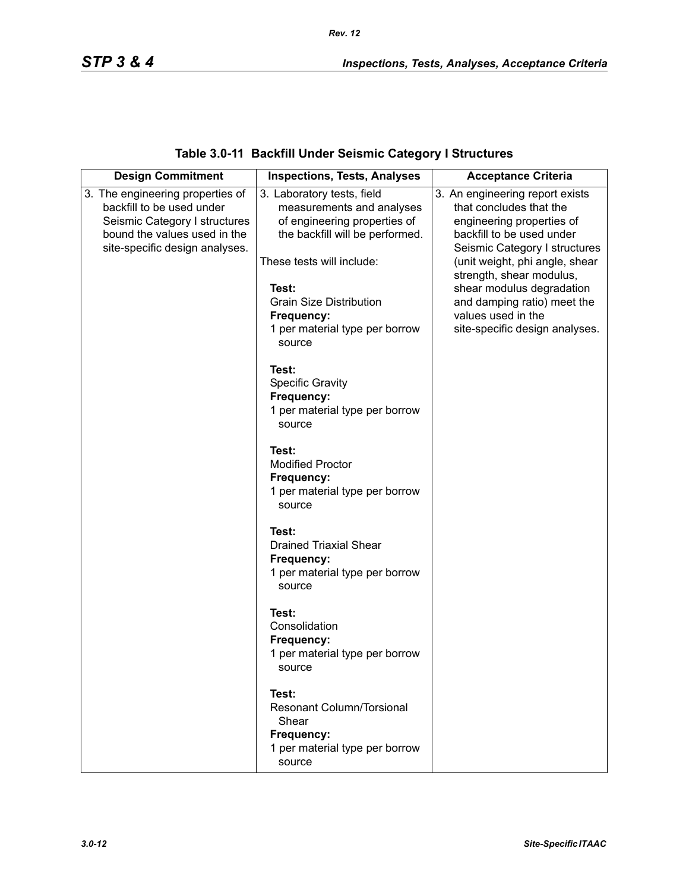**Table 3.0-11 Backfill Under Seismic Category I Structures**

| Design Commitment | Inspections, Tests, Analyses | Acceptance Criteria |
| --- | --- | --- |
| 3. The engineering properties of backfill to be used under Seismic Category I structures bound the values used in the site-specific design analyses. | 3. Laboratory tests, field measurements and analyses of engineering properties of the backfill will be performed.<br><br>These tests will include:<br><br>**Test:**<br>Grain Size Distribution<br>**Frequency:**<br>1 per material type per borrow source<br><br>**Test:**<br>Specific Gravity<br>**Frequency:**<br>1 per material type per borrow source<br><br>**Test:**<br>Modified Proctor<br>**Frequency:**<br>1 per material type per borrow source<br><br>**Test:**<br>Drained Triaxial Shear<br>**Frequency:**<br>1 per material type per borrow source<br><br>**Test:**<br>Consolidation<br>**Frequency:**<br>1 per material type per borrow source<br><br>**Test:**<br>Resonant Column/Torsional Shear<br>**Frequency:**<br>1 per material type per borrow source | 3. An engineering report exists that concludes that the engineering properties of backfill to be used under Seismic Category I structures (unit weight, phi angle, shear strength, shear modulus, shear modulus degradation and damping ratio) meet the values used in the site-specific design analyses. |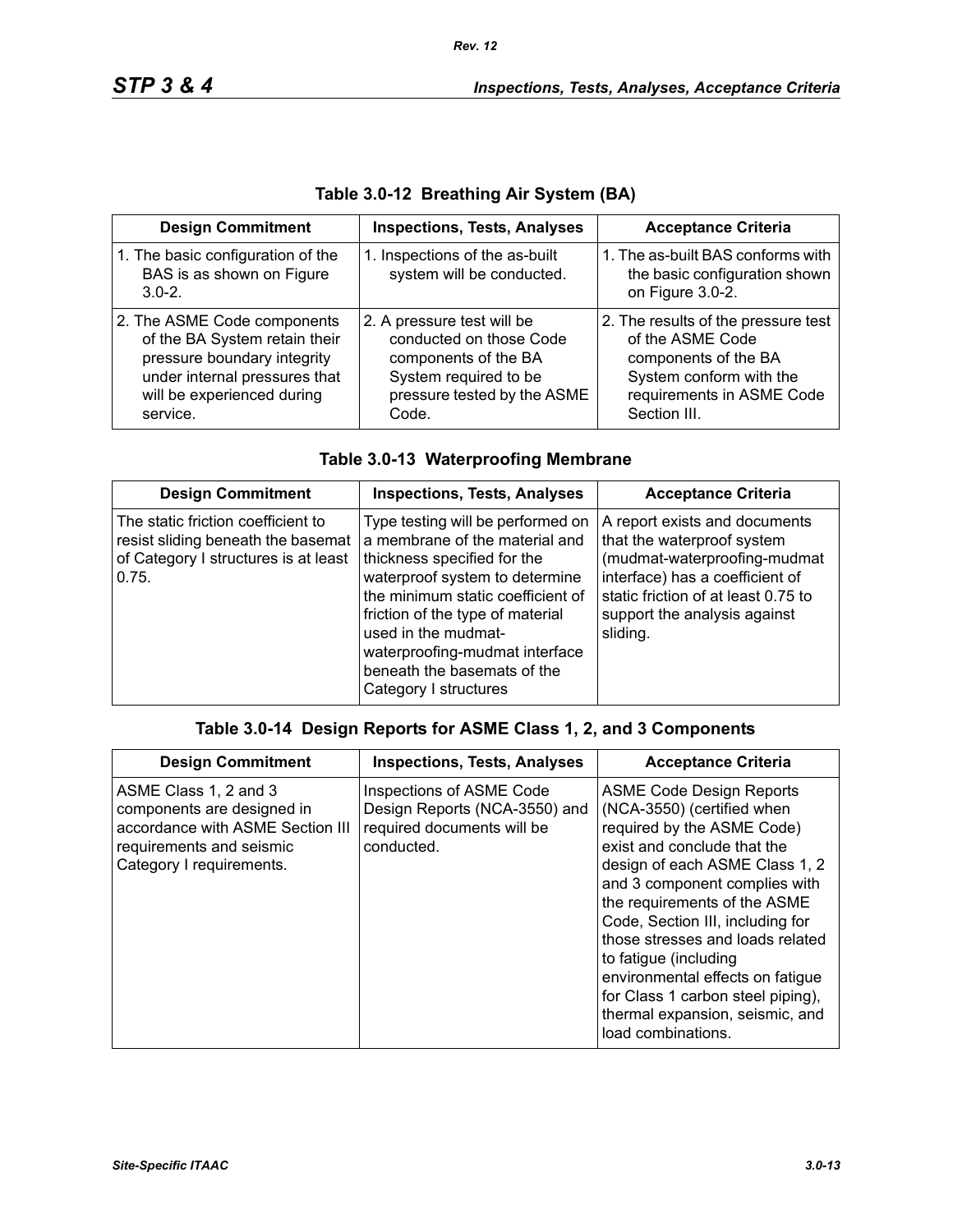## Table 3.0-12 Breathing Air System (BA)

| Design Commitment | Inspections, Tests, Analyses | Acceptance Criteria |
|---|---|---|
| 1. The basic configuration of the BAS is as shown on Figure 3.0-2. | 1. Inspections of the as-built system will be conducted. | 1. The as-built BAS conforms with the basic configuration shown on Figure 3.0-2. |
| 2. The ASME Code components of the BA System retain their pressure boundary integrity under internal pressures that will be experienced during service. | 2. A pressure test will be conducted on those Code components of the BA System required to be pressure tested by the ASME Code. | 2. The results of the pressure test of the ASME Code components of the BA System conform with the requirements in ASME Code Section III. |

## Table 3.0-13 Waterproofing Membrane

| Design Commitment | Inspections, Tests, Analyses | Acceptance Criteria |
|---|---|---|
| The static friction coefficient to resist sliding beneath the basemat of Category I structures is at least 0.75. | Type testing will be performed on a membrane of the material and thickness specified for the waterproof system to determine the minimum static coefficient of friction of the type of material used in the mudmat-waterproofing-mudmat interface beneath the basemats of the Category I structures | A report exists and documents that the waterproof system (mudmat-waterproofing-mudmat interface) has a coefficient of static friction of at least 0.75 to support the analysis against sliding. |

## Table 3.0-14 Design Reports for ASME Class 1, 2, and 3 Components

| Design Commitment | Inspections, Tests, Analyses | Acceptance Criteria |
|---|---|---|
| ASME Class 1, 2 and 3 components are designed in accordance with ASME Section III requirements and seismic Category I requirements. | Inspections of ASME Code Design Reports (NCA-3550) and required documents will be conducted. | ASME Code Design Reports (NCA-3550) (certified when required by the ASME Code) exist and conclude that the design of each ASME Class 1, 2 and 3 component complies with the requirements of the ASME Code, Section III, including for those stresses and loads related to fatigue (including environmental effects on fatigue for Class 1 carbon steel piping), thermal expansion, seismic, and load combinations. |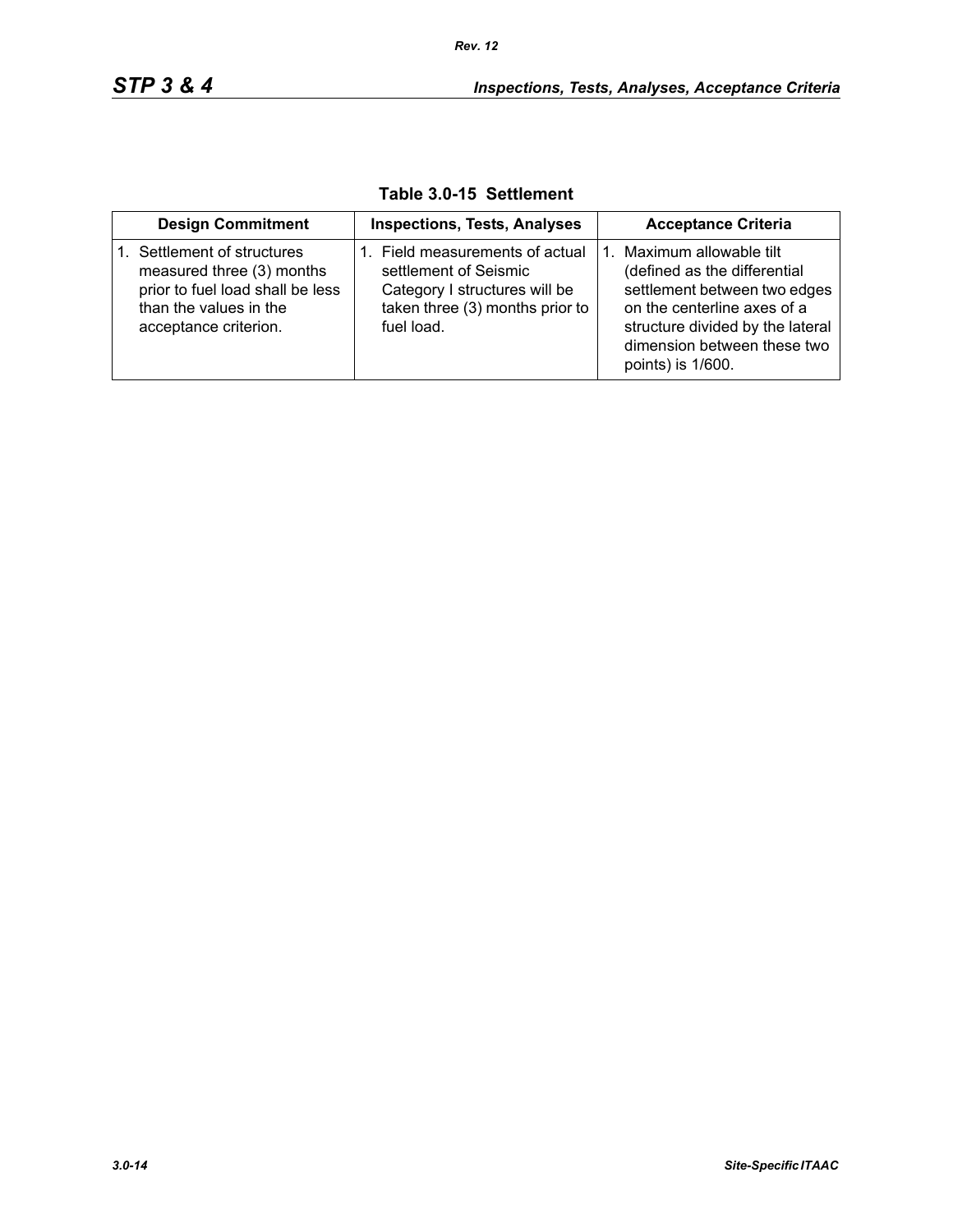**Table 3.0-15 Settlement**

| Design Commitment | Inspections, Tests, Analyses | Acceptance Criteria |
|---|---|---|
| 1. Settlement of structures measured three (3) months prior to fuel load shall be less than the values in the acceptance criterion. | 1. Field measurements of actual settlement of Seismic Category I structures will be taken three (3) months prior to fuel load. | 1. Maximum allowable tilt (defined as the differential settlement between two edges on the centerline axes of a structure divided by the lateral dimension between these two points) is 1/600. |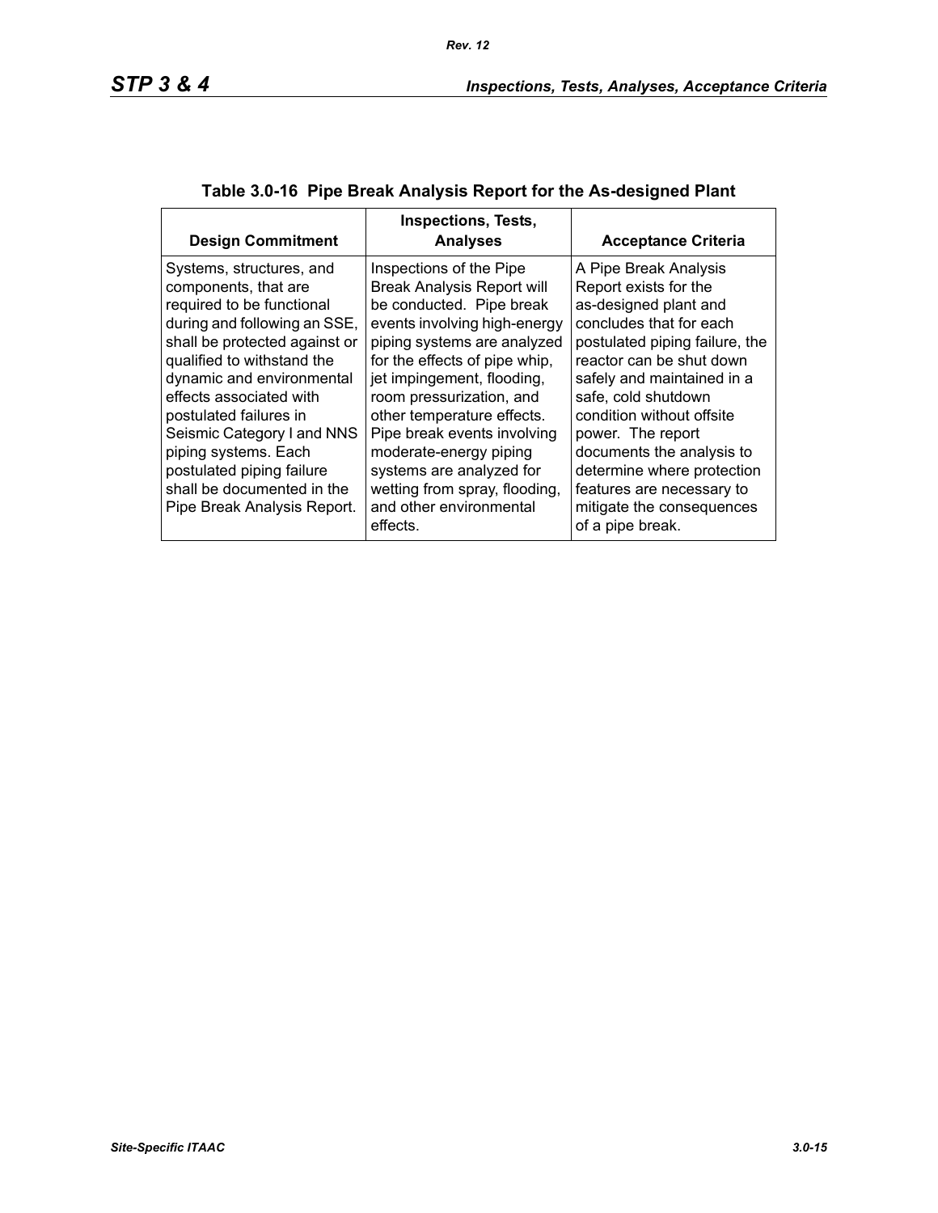**Table 3.0-16 Pipe Break Analysis Report for the As-designed Plant**

| Design Commitment | Inspections, Tests, Analyses | Acceptance Criteria |
|---|---|---|
| Systems, structures, and components, that are required to be functional during and following an SSE, shall be protected against or qualified to withstand the dynamic and environmental effects associated with postulated failures in Seismic Category I and NNS piping systems. Each postulated piping failure shall be documented in the Pipe Break Analysis Report. | Inspections of the Pipe Break Analysis Report will be conducted. Pipe break events involving high-energy piping systems are analyzed for the effects of pipe whip, jet impingement, flooding, room pressurization, and other temperature effects. Pipe break events involving moderate-energy piping systems are analyzed for wetting from spray, flooding, and other environmental effects. | A Pipe Break Analysis Report exists for the as-designed plant and concludes that for each postulated piping failure, the reactor can be shut down safely and maintained in a safe, cold shutdown condition without offsite power. The report documents the analysis to determine where protection features are necessary to mitigate the consequences of a pipe break. |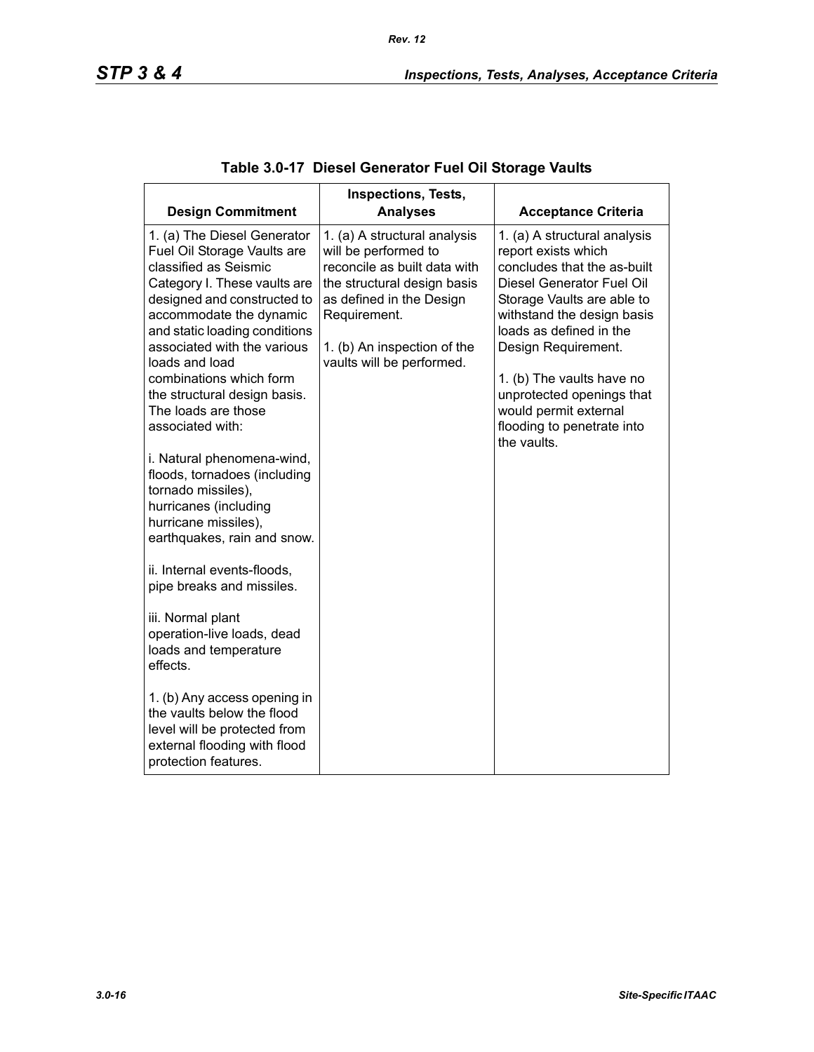**Table 3.0-17 Diesel Generator Fuel Oil Storage Vaults**

| Design Commitment | Inspections, Tests, Analyses | Acceptance Criteria |
| --- | --- | --- |
| 1. (a) The Diesel Generator Fuel Oil Storage Vaults are classified as Seismic Category I. These vaults are designed and constructed to accommodate the dynamic and static loading conditions associated with the various loads and load combinations which form the structural design basis. The loads are those associated with:<br><br>i. Natural phenomena-wind, floods, tornadoes (including tornado missiles), hurricanes (including hurricane missiles), earthquakes, rain and snow.<br><br>ii. Internal events-floods, pipe breaks and missiles.<br><br>iii. Normal plant operation-live loads, dead loads and temperature effects.<br><br>1. (b) Any access opening in the vaults below the flood level will be protected from external flooding with flood protection features. | 1. (a) A structural analysis will be performed to reconcile as built data with the structural design basis as defined in the Design Requirement.<br><br>1. (b) An inspection of the vaults will be performed. | 1. (a) A structural analysis report exists which concludes that the as-built Diesel Generator Fuel Oil Storage Vaults are able to withstand the design basis loads as defined in the Design Requirement.<br><br>1. (b) The vaults have no unprotected openings that would permit external flooding to penetrate into the vaults. |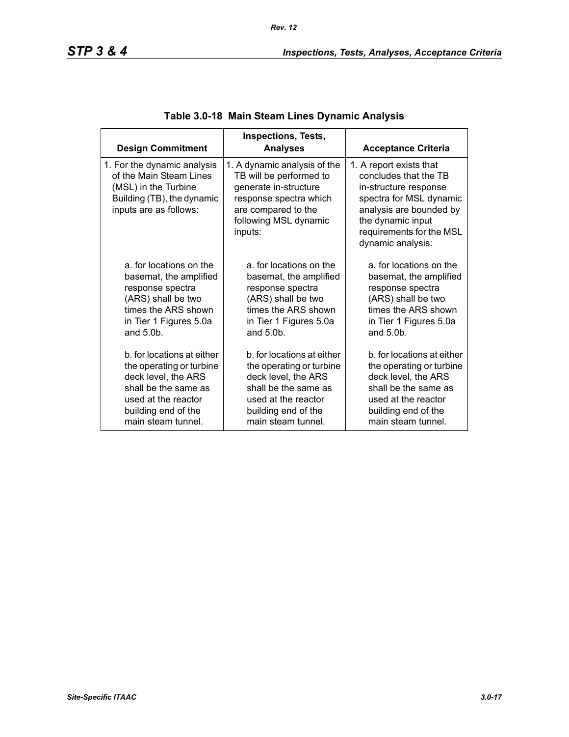## Table 3.0-18 Main Steam Lines Dynamic Analysis

| Design Commitment | Inspections, Tests, Analyses | Acceptance Criteria |
| --- | --- | --- |
| 1. For the dynamic analysis of the Main Steam Lines (MSL) in the Turbine Building (TB), the dynamic inputs are as follows: | 1. A dynamic analysis of the TB will be performed to generate in-structure response spectra which are compared to the following MSL dynamic inputs: | 1. A report exists that concludes that the TB in-structure response spectra for MSL dynamic analysis are bounded by the dynamic input requirements for the MSL dynamic analysis: |
| a. for locations on the basemat, the amplified response spectra (ARS) shall be two times the ARS shown in Tier 1 Figures 5.0a and 5.0b. | a. for locations on the basemat, the amplified response spectra (ARS) shall be two times the ARS shown in Tier 1 Figures 5.0a and 5.0b. | a. for locations on the basemat, the amplified response spectra (ARS) shall be two times the ARS shown in Tier 1 Figures 5.0a and 5.0b. |
| b. for locations at either the operating or turbine deck level, the ARS shall be the same as used at the reactor building end of the main steam tunnel. | b. for locations at either the operating or turbine deck level, the ARS shall be the same as used at the reactor building end of the main steam tunnel. | b. for locations at either the operating or turbine deck level, the ARS shall be the same as used at the reactor building end of the main steam tunnel. |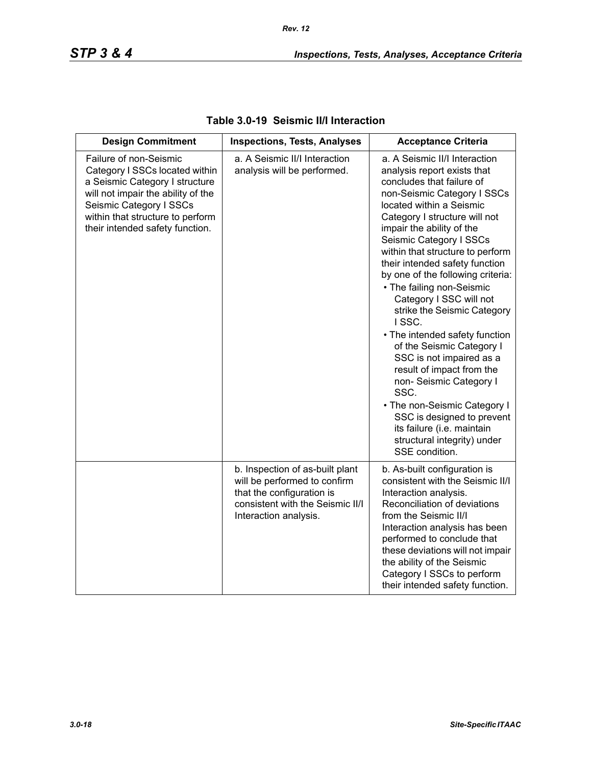## Table 3.0-19 Seismic II/I Interaction

| Design Commitment | Inspections, Tests, Analyses | Acceptance Criteria |
|---|---|---|
| Failure of non-Seismic Category I SSCs located within a Seismic Category I structure will not impair the ability of the Seismic Category I SSCs within that structure to perform their intended safety function. | a. A Seismic II/I Interaction analysis will be performed. | a. A Seismic II/I Interaction analysis report exists that concludes that failure of non-Seismic Category I SSCs located within a Seismic Category I structure will not impair the ability of the Seismic Category I SSCs within that structure to perform their intended safety function by one of the following criteria:<br>• The failing non-Seismic Category I SSC will not strike the Seismic Category I SSC.<br>• The intended safety function of the Seismic Category I SSC is not impaired as a result of impact from the non- Seismic Category I SSC.<br>• The non-Seismic Category I SSC is designed to prevent its failure (i.e. maintain structural integrity) under SSE condition. |
| | b. Inspection of as-built plant will be performed to confirm that the configuration is consistent with the Seismic II/I Interaction analysis. | b. As-built configuration is consistent with the Seismic II/I Interaction analysis. Reconciliation of deviations from the Seismic II/I Interaction analysis has been performed to conclude that these deviations will not impair the ability of the Seismic Category I SSCs to perform their intended safety function. |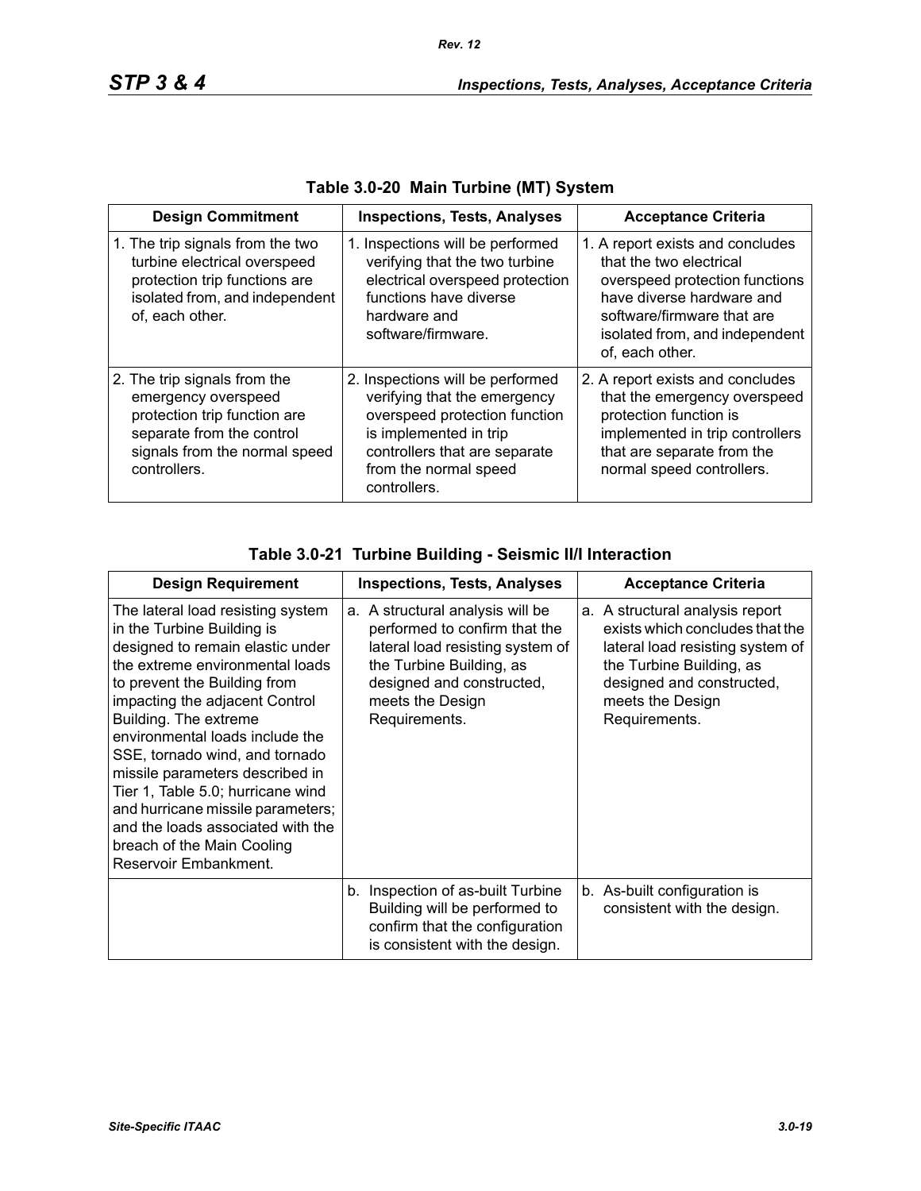**Table 3.0-20 Main Turbine (MT) System**

| Design Commitment | Inspections, Tests, Analyses | Acceptance Criteria |
|---|---|---|
| 1. The trip signals from the two turbine electrical overspeed protection trip functions are isolated from, and independent of, each other. | 1. Inspections will be performed verifying that the two turbine electrical overspeed protection functions have diverse hardware and software/firmware. | 1. A report exists and concludes that the two electrical overspeed protection functions have diverse hardware and software/firmware that are isolated from, and independent of, each other. |
| 2. The trip signals from the emergency overspeed protection trip function are separate from the control signals from the normal speed controllers. | 2. Inspections will be performed verifying that the emergency overspeed protection function is implemented in trip controllers that are separate from the normal speed controllers. | 2. A report exists and concludes that the emergency overspeed protection function is implemented in trip controllers that are separate from the normal speed controllers. |

**Table 3.0-21 Turbine Building - Seismic II/I Interaction**

| Design Requirement | Inspections, Tests, Analyses | Acceptance Criteria |
|---|---|---|
| The lateral load resisting system in the Turbine Building is designed to remain elastic under the extreme environmental loads to prevent the Building from impacting the adjacent Control Building. The extreme environmental loads include the SSE, tornado wind, and tornado missile parameters described in Tier 1, Table 5.0; hurricane wind and hurricane missile parameters; and the loads associated with the breach of the Main Cooling Reservoir Embankment. | a. A structural analysis will be performed to confirm that the lateral load resisting system of the Turbine Building, as designed and constructed, meets the Design Requirements. | a. A structural analysis report exists which concludes that the lateral load resisting system of the Turbine Building, as designed and constructed, meets the Design Requirements. |
| | b. Inspection of as-built Turbine Building will be performed to confirm that the configuration is consistent with the design. | b. As-built configuration is consistent with the design. |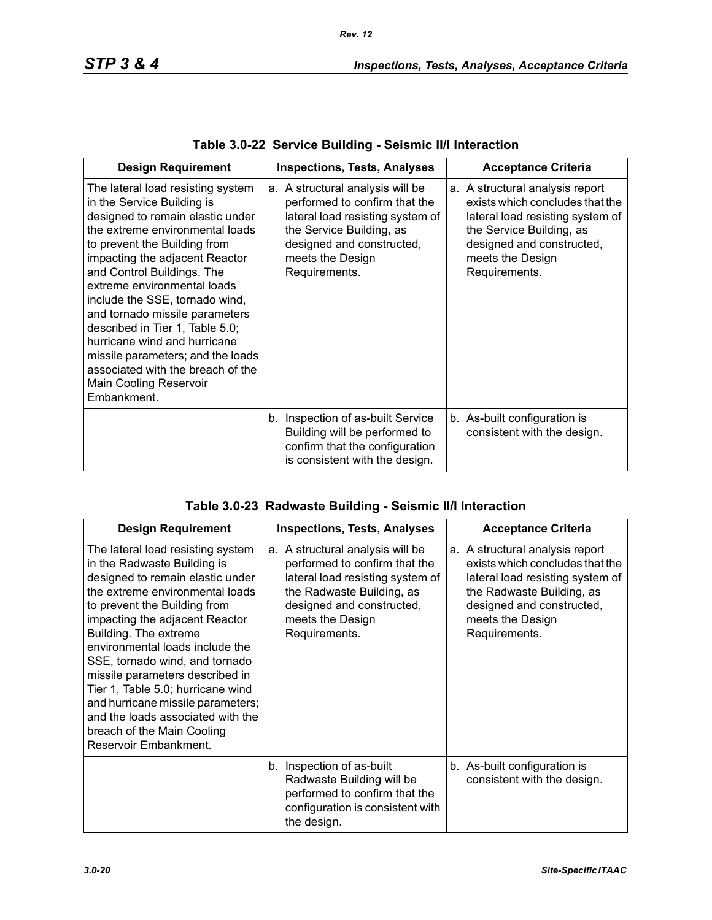**Table 3.0-22 Service Building - Seismic II/I Interaction**

| Design Requirement | Inspections, Tests, Analyses | Acceptance Criteria |
|---|---|---|
| The lateral load resisting system in the Service Building is designed to remain elastic under the extreme environmental loads to prevent the Building from impacting the adjacent Reactor and Control Buildings. The extreme environmental loads include the SSE, tornado wind, and tornado missile parameters described in Tier 1, Table 5.0; hurricane wind and hurricane missile parameters; and the loads associated with the breach of the Main Cooling Reservoir Embankment. | a. A structural analysis will be performed to confirm that the lateral load resisting system of the Service Building, as designed and constructed, meets the Design Requirements. | a. A structural analysis report exists which concludes that the lateral load resisting system of the Service Building, as designed and constructed, meets the Design Requirements. |
| | b. Inspection of as-built Service Building will be performed to confirm that the configuration is consistent with the design. | b. As-built configuration is consistent with the design. |

**Table 3.0-23 Radwaste Building - Seismic II/I Interaction**

| Design Requirement | Inspections, Tests, Analyses | Acceptance Criteria |
|---|---|---|
| The lateral load resisting system in the Radwaste Building is designed to remain elastic under the extreme environmental loads to prevent the Building from impacting the adjacent Reactor Building. The extreme environmental loads include the SSE, tornado wind, and tornado missile parameters described in Tier 1, Table 5.0; hurricane wind and hurricane missile parameters; and the loads associated with the breach of the Main Cooling Reservoir Embankment. | a. A structural analysis will be performed to confirm that the lateral load resisting system of the Radwaste Building, as designed and constructed, meets the Design Requirements. | a. A structural analysis report exists which concludes that the lateral load resisting system of the Radwaste Building, as designed and constructed, meets the Design Requirements. |
| | b. Inspection of as-built Radwaste Building will be performed to confirm that the configuration is consistent with the design. | b. As-built configuration is consistent with the design. |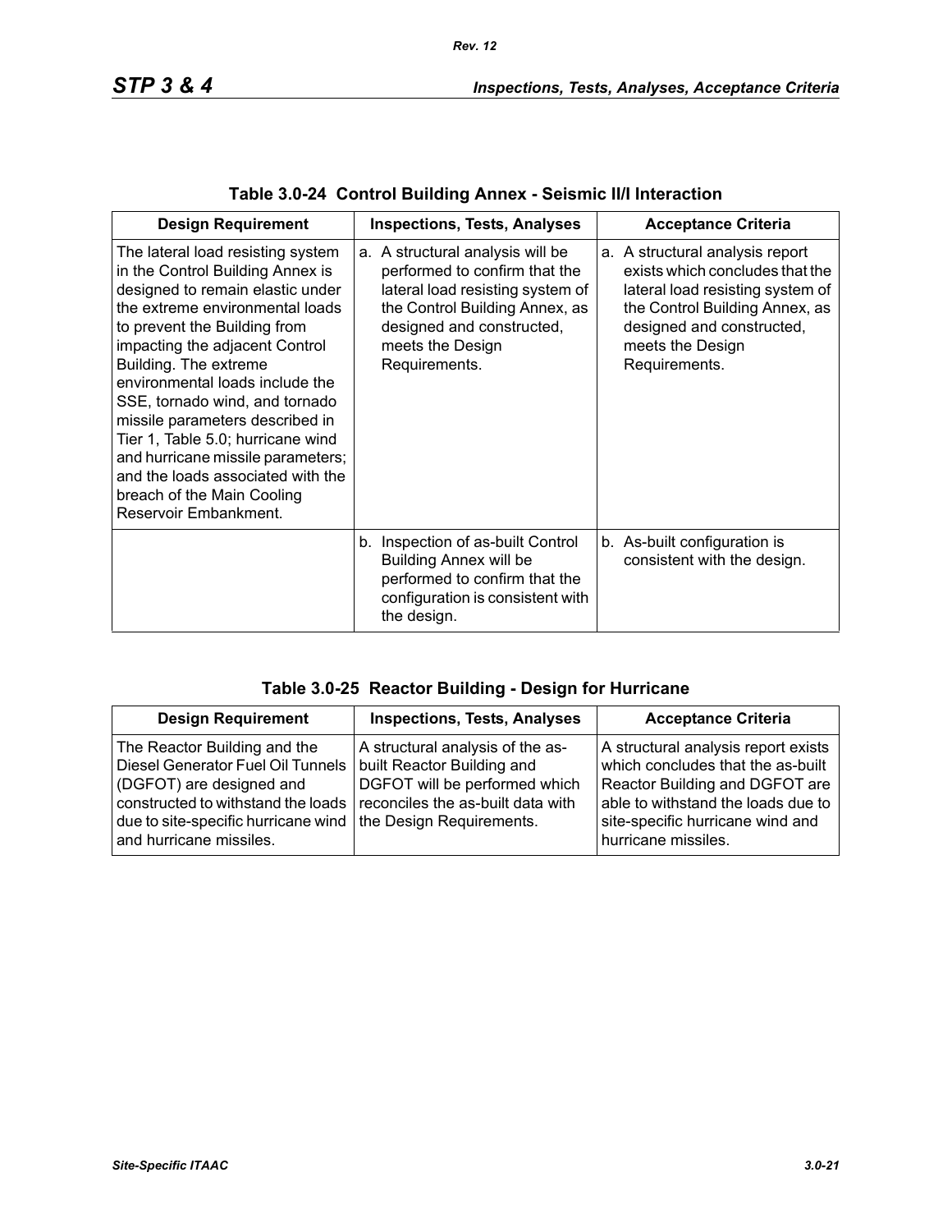**Table 3.0-24 Control Building Annex - Seismic II/I Interaction**

| Design Requirement | Inspections, Tests, Analyses | Acceptance Criteria |
|---|---|---|
| The lateral load resisting system in the Control Building Annex is designed to remain elastic under the extreme environmental loads to prevent the Building from impacting the adjacent Control Building. The extreme environmental loads include the SSE, tornado wind, and tornado missile parameters described in Tier 1, Table 5.0; hurricane wind and hurricane missile parameters; and the loads associated with the breach of the Main Cooling Reservoir Embankment. | a. A structural analysis will be performed to confirm that the lateral load resisting system of the Control Building Annex, as designed and constructed, meets the Design Requirements. | a. A structural analysis report exists which concludes that the lateral load resisting system of the Control Building Annex, as designed and constructed, meets the Design Requirements. |
| | b. Inspection of as-built Control Building Annex will be performed to confirm that the configuration is consistent with the design. | b. As-built configuration is consistent with the design. |

**Table 3.0-25 Reactor Building - Design for Hurricane**

| Design Requirement | Inspections, Tests, Analyses | Acceptance Criteria |
|---|---|---|
| The Reactor Building and the Diesel Generator Fuel Oil Tunnels (DGFOT) are designed and constructed to withstand the loads due to site-specific hurricane wind and hurricane missiles. | A structural analysis of the as-built Reactor Building and DGFOT will be performed which reconciles the as-built data with the Design Requirements. | A structural analysis report exists which concludes that the as-built Reactor Building and DGFOT are able to withstand the loads due to site-specific hurricane wind and hurricane missiles. |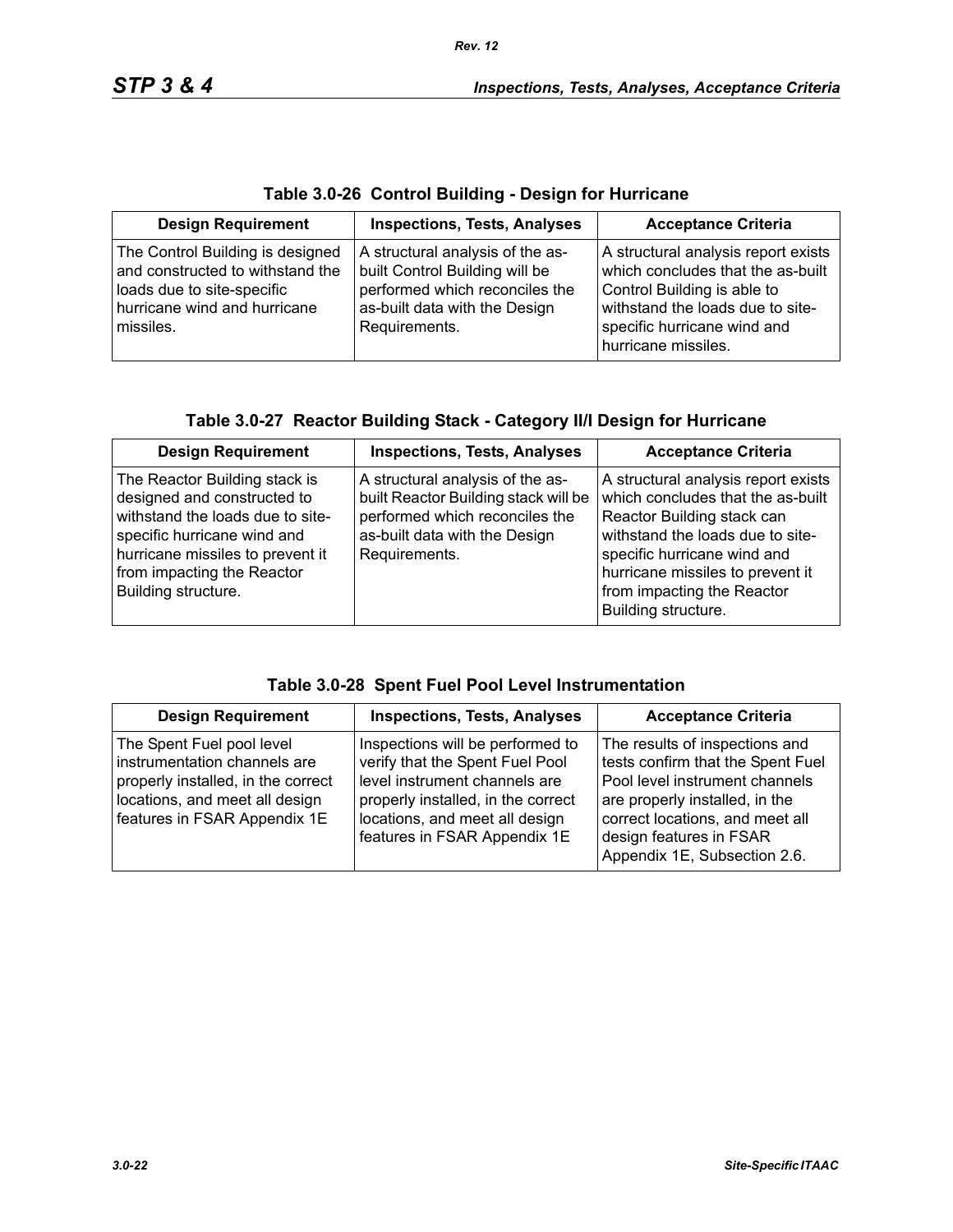**Table 3.0-26 Control Building - Design for Hurricane**

| Design Requirement | Inspections, Tests, Analyses | Acceptance Criteria |
|---|---|---|
| The Control Building is designed and constructed to withstand the loads due to site-specific hurricane wind and hurricane missiles. | A structural analysis of the as-built Control Building will be performed which reconciles the as-built data with the Design Requirements. | A structural analysis report exists which concludes that the as-built Control Building is able to withstand the loads due to site-specific hurricane wind and hurricane missiles. |

**Table 3.0-27 Reactor Building Stack - Category II/I Design for Hurricane**

| Design Requirement | Inspections, Tests, Analyses | Acceptance Criteria |
|---|---|---|
| The Reactor Building stack is designed and constructed to withstand the loads due to site-specific hurricane wind and hurricane missiles to prevent it from impacting the Reactor Building structure. | A structural analysis of the as-built Reactor Building stack will be performed which reconciles the as-built data with the Design Requirements. | A structural analysis report exists which concludes that the as-built Reactor Building stack can withstand the loads due to site-specific hurricane wind and hurricane missiles to prevent it from impacting the Reactor Building structure. |

**Table 3.0-28 Spent Fuel Pool Level Instrumentation**

| Design Requirement | Inspections, Tests, Analyses | Acceptance Criteria |
|---|---|---|
| The Spent Fuel pool level instrumentation channels are properly installed, in the correct locations, and meet all design features in FSAR Appendix 1E | Inspections will be performed to verify that the Spent Fuel Pool level instrument channels are properly installed, in the correct locations, and meet all design features in FSAR Appendix 1E | The results of inspections and tests confirm that the Spent Fuel Pool level instrument channels are properly installed, in the correct locations, and meet all design features in FSAR Appendix 1E, Subsection 2.6. |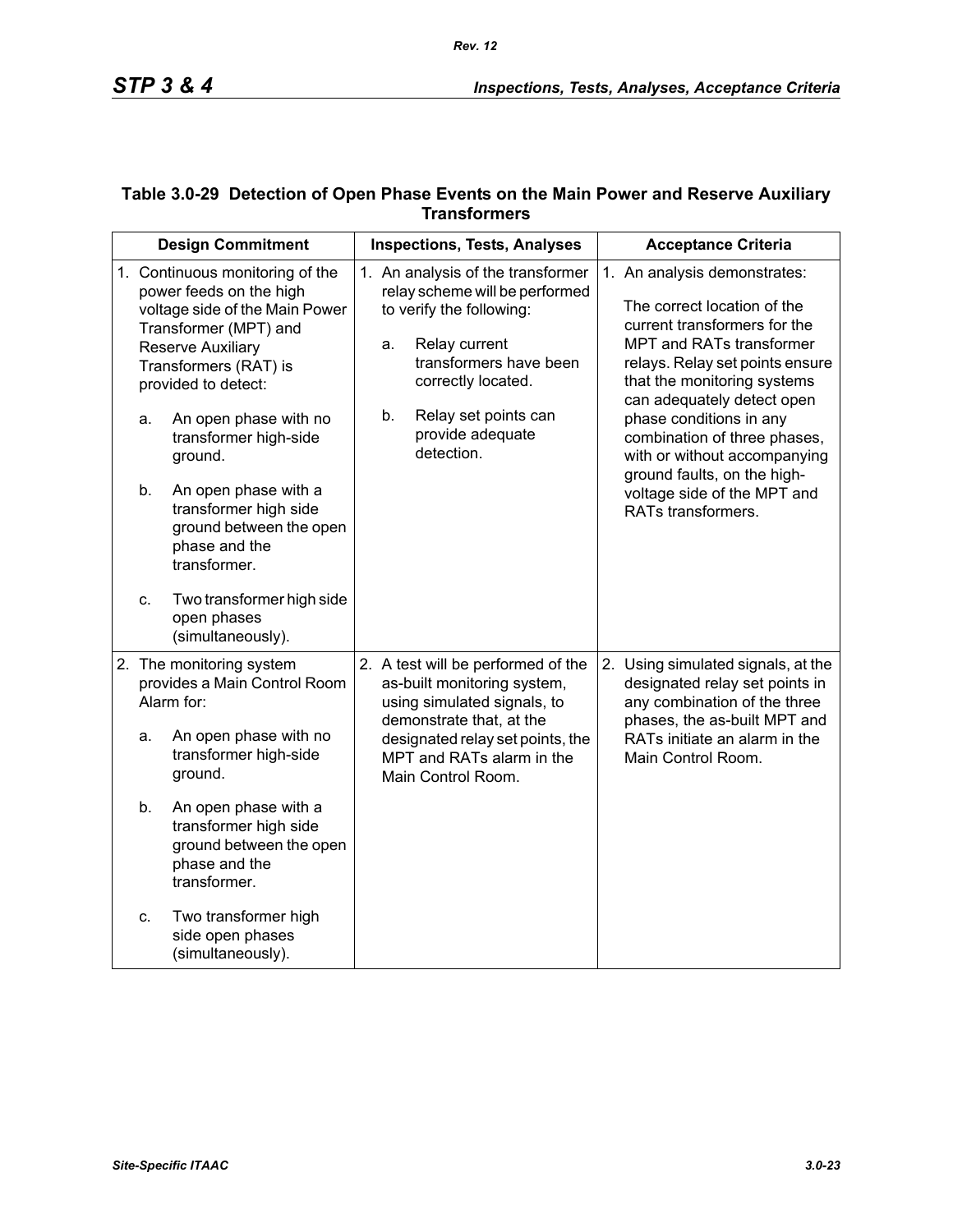### Table 3.0-29 Detection of Open Phase Events on the Main Power and Reserve Auxiliary Transformers

| Design Commitment | Inspections, Tests, Analyses | Acceptance Criteria |
|---|---|---|
| 1. Continuous monitoring of the power feeds on the high voltage side of the Main Power Transformer (MPT) and Reserve Auxiliary Transformers (RAT) is provided to detect:<br><br>a. An open phase with no transformer high-side ground.<br><br>b. An open phase with a transformer high side ground between the open phase and the transformer.<br><br>c. Two transformer high side open phases (simultaneously). | 1. An analysis of the transformer relay scheme will be performed to verify the following:<br><br>a. Relay current transformers have been correctly located.<br><br>b. Relay set points can provide adequate detection. | 1. An analysis demonstrates:<br><br>The correct location of the current transformers for the MPT and RATs transformer relays. Relay set points ensure that the monitoring systems can adequately detect open phase conditions in any combination of three phases, with or without accompanying ground faults, on the high-voltage side of the MPT and RATs transformers. |
| 2. The monitoring system provides a Main Control Room Alarm for:<br><br>a. An open phase with no transformer high-side ground.<br><br>b. An open phase with a transformer high side ground between the open phase and the transformer.<br><br>c. Two transformer high side open phases (simultaneously). | 2. A test will be performed of the as-built monitoring system, using simulated signals, to demonstrate that, at the designated relay set points, the MPT and RATs alarm in the Main Control Room. | 2. Using simulated signals, at the designated relay set points in any combination of the three phases, the as-built MPT and RATs initiate an alarm in the Main Control Room. |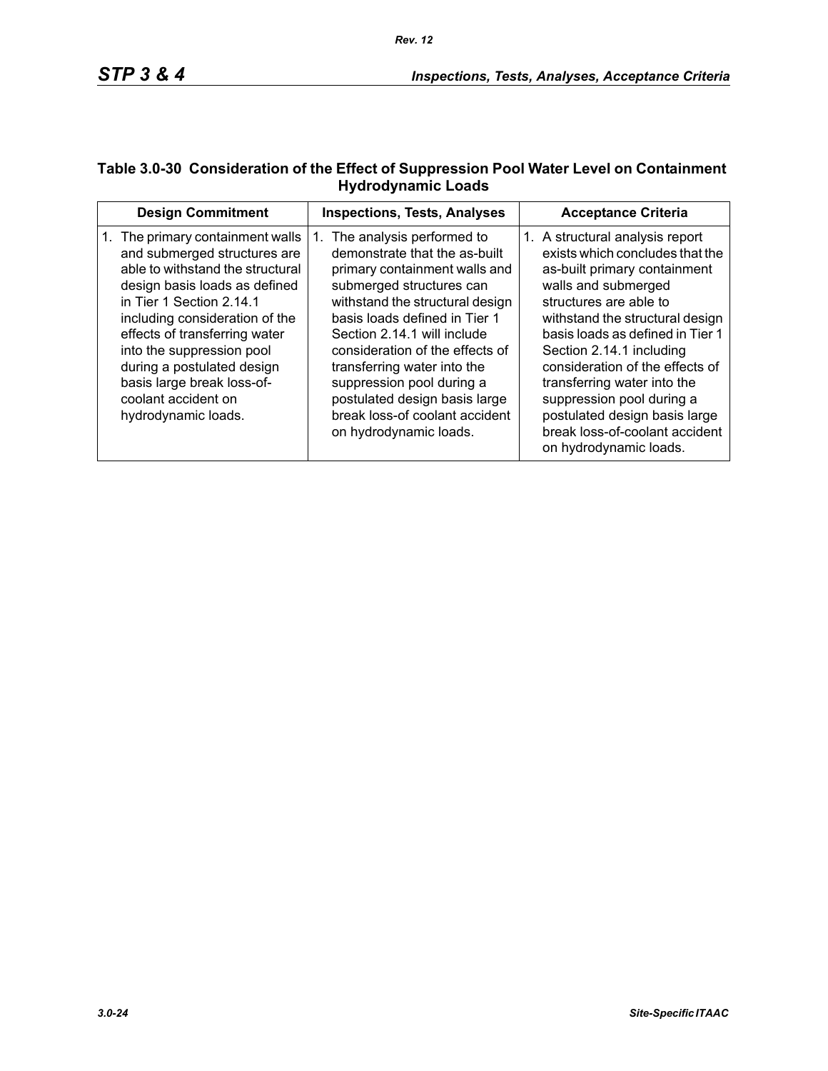**Table 3.0-30 Consideration of the Effect of Suppression Pool Water Level on Containment Hydrodynamic Loads**

| Design Commitment | Inspections, Tests, Analyses | Acceptance Criteria |
|---|---|---|
| 1. The primary containment walls and submerged structures are able to withstand the structural design basis loads as defined in Tier 1 Section 2.14.1 including consideration of the effects of transferring water into the suppression pool during a postulated design basis large break loss-of-coolant accident on hydrodynamic loads. | 1. The analysis performed to demonstrate that the as-built primary containment walls and submerged structures can withstand the structural design basis loads defined in Tier 1 Section 2.14.1 will include consideration of the effects of transferring water into the suppression pool during a postulated design basis large break loss-of coolant accident on hydrodynamic loads. | 1. A structural analysis report exists which concludes that the as-built primary containment walls and submerged structures are able to withstand the structural design basis loads as defined in Tier 1 Section 2.14.1 including consideration of the effects of transferring water into the suppression pool during a postulated design basis large break loss-of-coolant accident on hydrodynamic loads. |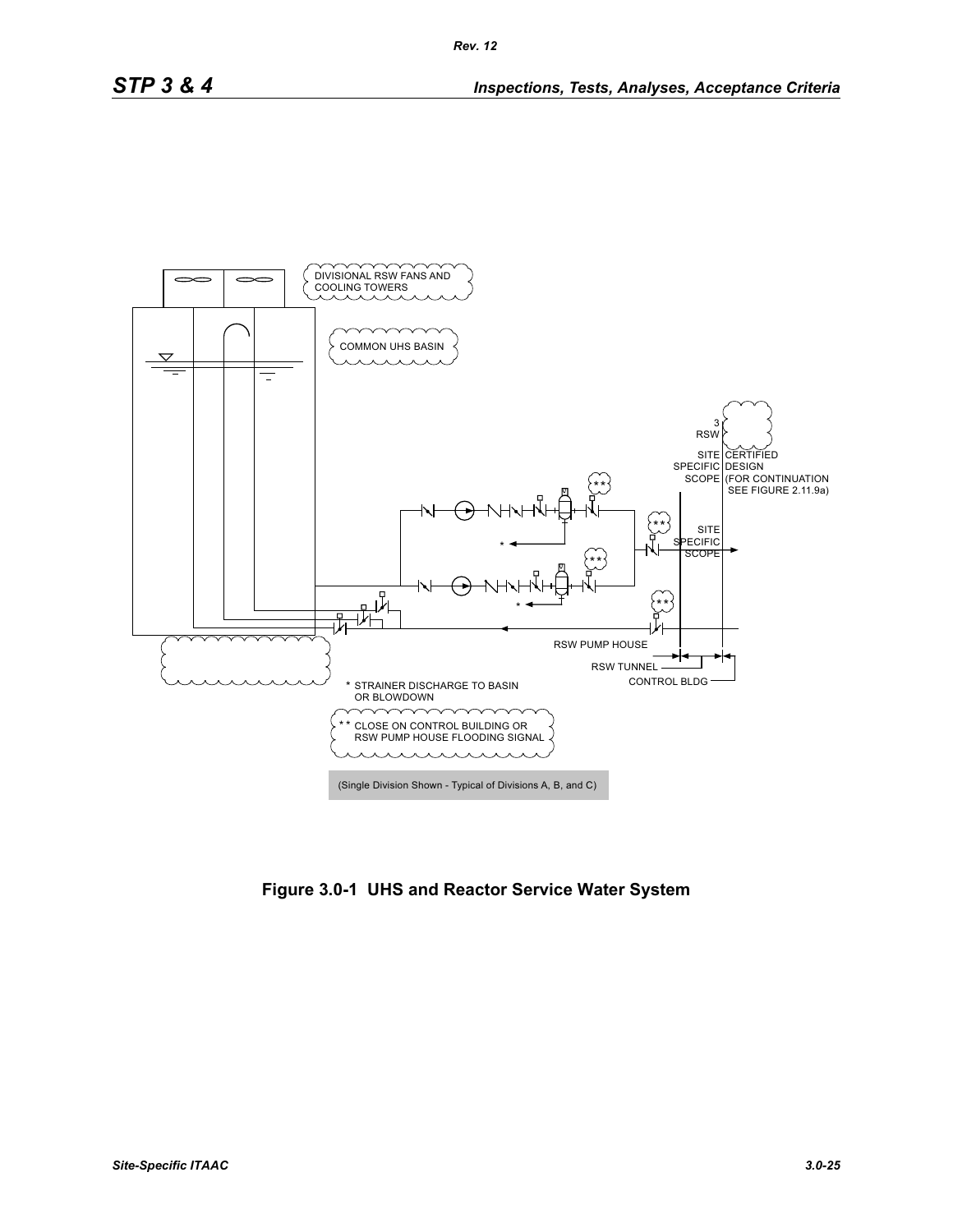DIVISIONAL RSW FANS AND COOLING TOWERS

COMMON UHS BASIN

3 RSW

SITE SPECIFIC SCOPE | CERTIFIED DESIGN (FOR CONTINUATION SEE FIGURE 2.11.9a)

SITE SPECIFIC SCOPE

RSW PUMP HOUSE

RSW TUNNEL

CONTROL BLDG

\* STRAINER DISCHARGE TO BASIN OR BLOWDOWN

\*\* CLOSE ON CONTROL BUILDING OR RSW PUMP HOUSE FLOODING SIGNAL

(Single Division Shown - Typical of Divisions A, B, and C)

**Figure 3.0-1 UHS and Reactor Service Water System**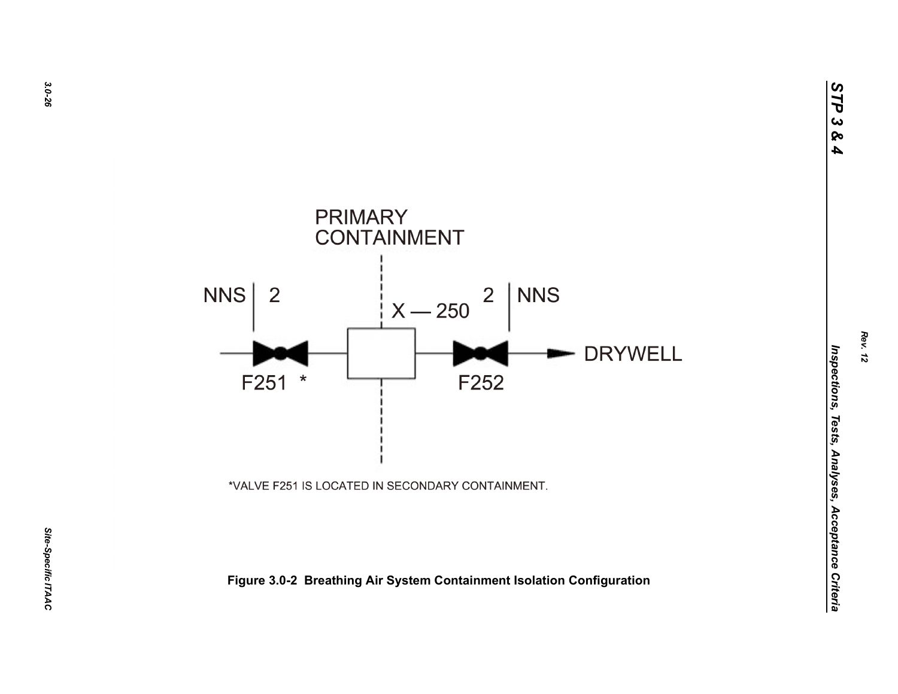PRIMARY CONTAINMENT

NNS 2

X — 250

2 NNS

DRYWELL

F251 *

F252

*VALVE F251 IS LOCATED IN SECONDARY CONTAINMENT.

**Figure 3.0-2 Breathing Air System Containment Isolation Configuration**